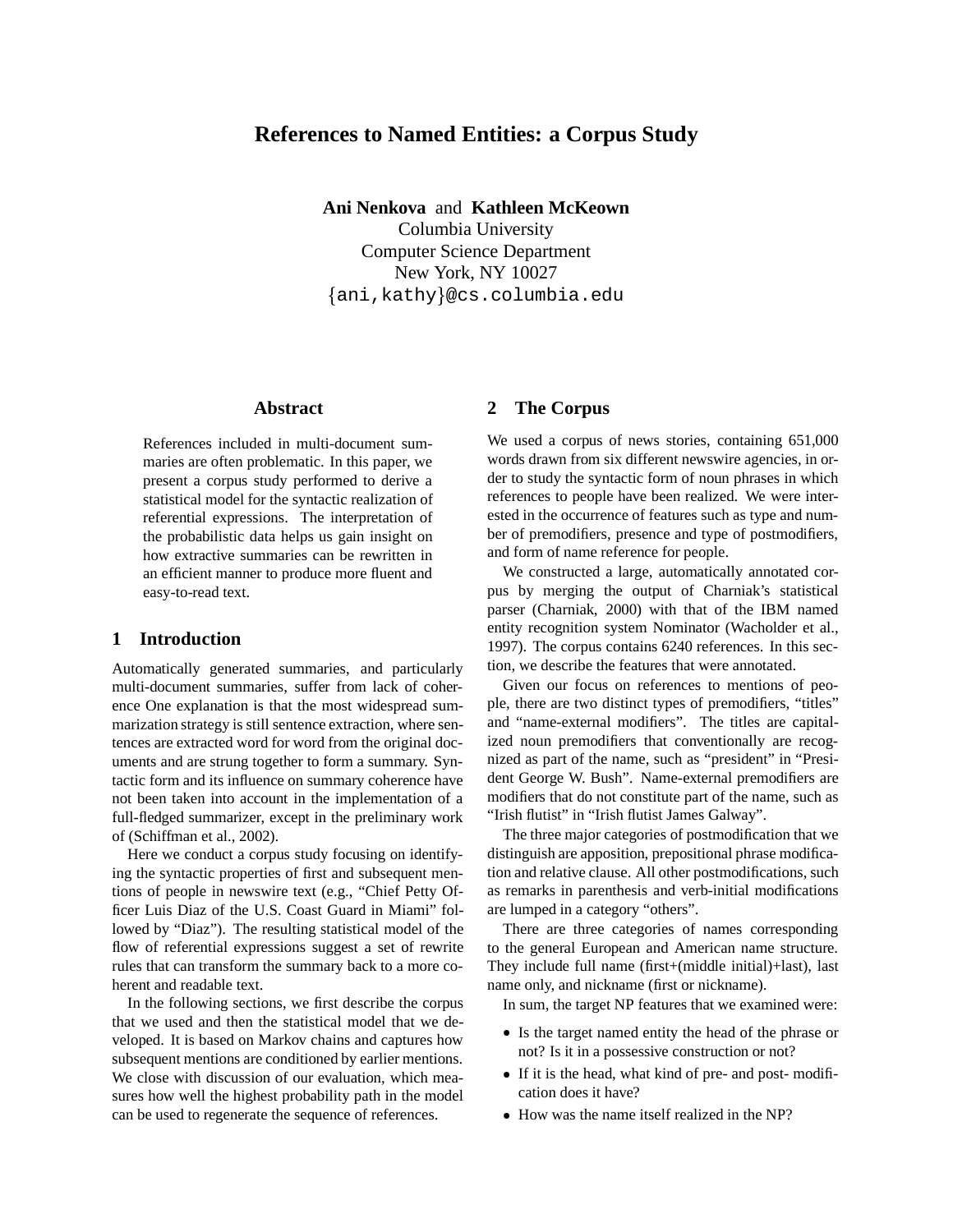# References to Named Entities: a Corpus Study

**Ani Nenkova** and **Kathleen McKeown**
Columbia University
Computer Science Department
New York, NY 10027
{ani,kathy}@cs.columbia.edu

## Abstract

References included in multi-document summaries are often problematic. In this paper, we present a corpus study performed to derive a statistical model for the syntactic realization of referential expressions. The interpretation of the probabilistic data helps us gain insight on how extractive summaries can be rewritten in an efficient manner to produce more fluent and easy-to-read text.

## 1 Introduction

Automatically generated summaries, and particularly multi-document summaries, suffer from lack of coherence One explanation is that the most widespread summarization strategy is still sentence extraction, where sentences are extracted word for word from the original documents and are strung together to form a summary. Syntactic form and its influence on summary coherence have not been taken into account in the implementation of a full-fledged summarizer, except in the preliminary work of (Schiffman et al., 2002).

Here we conduct a corpus study focusing on identifying the syntactic properties of first and subsequent mentions of people in newswire text (e.g., "Chief Petty Officer Luis Diaz of the U.S. Coast Guard in Miami" followed by "Diaz"). The resulting statistical model of the flow of referential expressions suggest a set of rewrite rules that can transform the summary back to a more coherent and readable text.

In the following sections, we first describe the corpus that we used and then the statistical model that we developed. It is based on Markov chains and captures how subsequent mentions are conditioned by earlier mentions. We close with discussion of our evaluation, which measures how well the highest probability path in the model can be used to regenerate the sequence of references.

## 2 The Corpus

We used a corpus of news stories, containing 651,000 words drawn from six different newswire agencies, in order to study the syntactic form of noun phrases in which references to people have been realized. We were interested in the occurrence of features such as type and number of premodifiers, presence and type of postmodifiers, and form of name reference for people.

We constructed a large, automatically annotated corpus by merging the output of Charniak's statistical parser (Charniak, 2000) with that of the IBM named entity recognition system Nominator (Wacholder et al., 1997). The corpus contains 6240 references. In this section, we describe the features that were annotated.

Given our focus on references to mentions of people, there are two distinct types of premodifiers, "titles" and "name-external modifiers". The titles are capitalized noun premodifiers that conventionally are recognized as part of the name, such as "president" in "President George W. Bush". Name-external premodifiers are modifiers that do not constitute part of the name, such as "Irish flutist" in "Irish flutist James Galway".

The three major categories of postmodification that we distinguish are apposition, prepositional phrase modification and relative clause. All other postmodifications, such as remarks in parenthesis and verb-initial modifications are lumped in a category "others".

There are three categories of names corresponding to the general European and American name structure. They include full name (first+(middle initial)+last), last name only, and nickname (first or nickname).

In sum, the target NP features that we examined were:

- Is the target named entity the head of the phrase or not? Is it in a possessive construction or not?
- If it is the head, what kind of pre- and post- modification does it have?
- How was the name itself realized in the NP?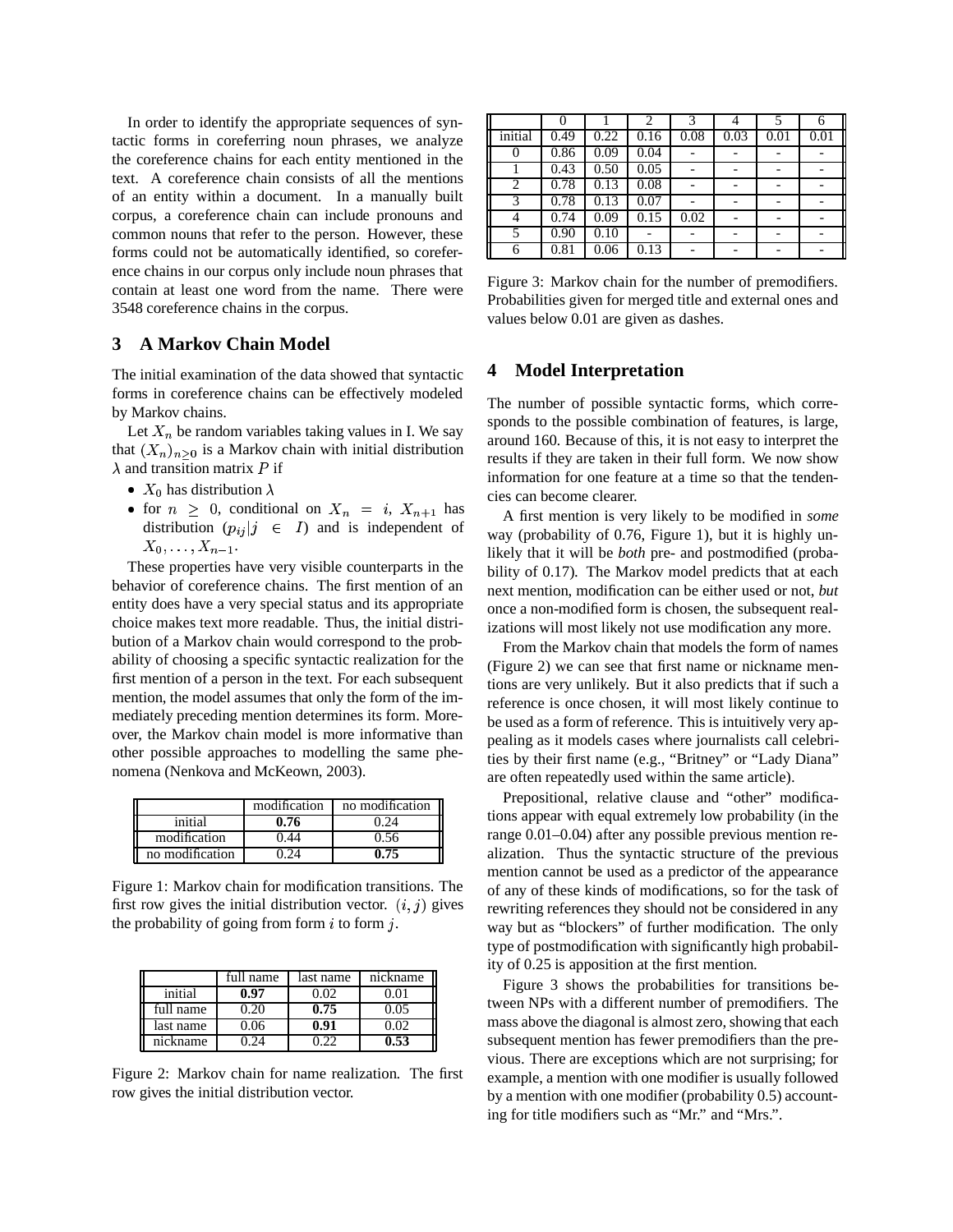In order to identify the appropriate sequences of syntactic forms in coreferring noun phrases, we analyze the coreference chains for each entity mentioned in the text. A coreference chain consists of all the mentions of an entity within a document. In a manually built corpus, a coreference chain can include pronouns and common nouns that refer to the person. However, these forms could not be automatically identified, so coreference chains in our corpus only include noun phrases that contain at least one word from the name. There were 3548 coreference chains in the corpus.

## 3 A Markov Chain Model

The initial examination of the data showed that syntactic forms in coreference chains can be effectively modeled by Markov chains.

Let $X_n$ be random variables taking values in I. We say that $(X_n)_{n \geq 0}$ is a Markov chain with initial distribution $\lambda$ and transition matrix $P$ if

- $X_0$ has distribution $\lambda$
- for $n \geq 0$, conditional on $X_n = i$, $X_{n+1}$ has distribution $(p_{ij} | j \in I)$ and is independent of $X_0, \ldots, X_{n-1}$.

These properties have very visible counterparts in the behavior of coreference chains. The first mention of an entity does have a very special status and its appropriate choice makes text more readable. Thus, the initial distribution of a Markov chain would correspond to the probability of choosing a specific syntactic realization for the first mention of a person in the text. For each subsequent mention, the model assumes that only the form of the immediately preceding mention determines its form. Moreover, the Markov chain model is more informative than other possible approaches to modelling the same phenomena (Nenkova and McKeown, 2003).

| | modification | no modification |
|---|---|---|
| initial | **0.76** | 0.24 |
| modification | 0.44 | 0.56 |
| no modification | 0.24 | **0.75** |

Figure 1: Markov chain for modification transitions. The first row gives the initial distribution vector. $(i, j)$ gives the probability of going from form $i$ to form $j$.

| | full name | last name | nickname |
|---|---|---|---|
| initial | **0.97** | 0.02 | 0.01 |
| full name | 0.20 | **0.75** | 0.05 |
| last name | 0.06 | **0.91** | 0.02 |
| nickname | 0.24 | 0.22 | **0.53** |

Figure 2: Markov chain for name realization. The first row gives the initial distribution vector.

| | 0 | 1 | 2 | 3 | 4 | 5 | 6 |
|---|---|---|---|---|---|---|---|
| initial | 0.49 | 0.22 | 0.16 | 0.08 | 0.03 | 0.01 | 0.01 |
| 0 | 0.86 | 0.09 | 0.04 | - | - | - | - |
| 1 | 0.43 | 0.50 | 0.05 | - | - | - | - |
| 2 | 0.78 | 0.13 | 0.08 | - | - | - | - |
| 3 | 0.78 | 0.13 | 0.07 | - | - | - | - |
| 4 | 0.74 | 0.09 | 0.15 | 0.02 | - | - | - |
| 5 | 0.90 | 0.10 | - | - | - | - | - |
| 6 | 0.81 | 0.06 | 0.13 | - | - | - | - |

Figure 3: Markov chain for the number of premodifiers. Probabilities given for merged title and external ones and values below 0.01 are given as dashes.

## 4 Model Interpretation

The number of possible syntactic forms, which corresponds to the possible combination of features, is large, around 160. Because of this, it is not easy to interpret the results if they are taken in their full form. We now show information for one feature at a time so that the tendencies can become clearer.

A first mention is very likely to be modified in *some* way (probability of 0.76, Figure 1), but it is highly unlikely that it will be *both* pre- and postmodified (probability of 0.17). The Markov model predicts that at each next mention, modification can be either used or not, *but* once a non-modified form is chosen, the subsequent realizations will most likely not use modification any more.

From the Markov chain that models the form of names (Figure 2) we can see that first name or nickname mentions are very unlikely. But it also predicts that if such a reference is once chosen, it will most likely continue to be used as a form of reference. This is intuitively very appealing as it models cases where journalists call celebrities by their first name (e.g., "Britney" or "Lady Diana" are often repeatedly used within the same article).

Prepositional, relative clause and "other" modifications appear with equal extremely low probability (in the range 0.01–0.04) after any possible previous mention realization. Thus the syntactic structure of the previous mention cannot be used as a predictor of the appearance of any of these kinds of modifications, so for the task of rewriting references they should not be considered in any way but as "blockers" of further modification. The only type of postmodification with significantly high probability of 0.25 is apposition at the first mention.

Figure 3 shows the probabilities for transitions between NPs with a different number of premodifiers. The mass above the diagonal is almost zero, showing that each subsequent mention has fewer premodifiers than the previous. There are exceptions which are not surprising; for example, a mention with one modifier is usually followed by a mention with one modifier (probability 0.5) accounting for title modifiers such as "Mr." and "Mrs.".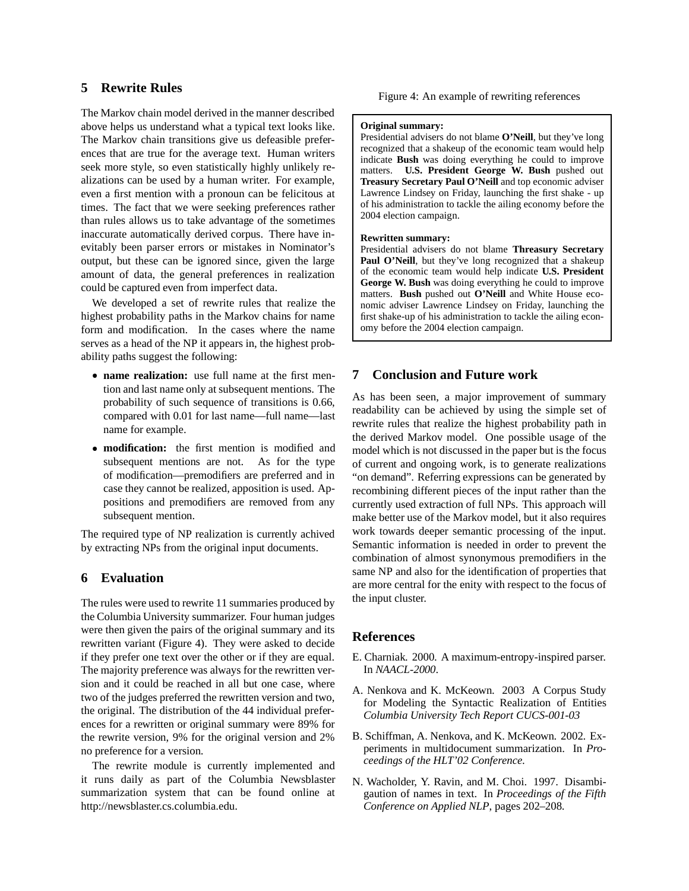## 5 Rewrite Rules

The Markov chain model derived in the manner described above helps us understand what a typical text looks like. The Markov chain transitions give us defeasible preferences that are true for the average text. Human writers seek more style, so even statistically highly unlikely realizations can be used by a human writer. For example, even a first mention with a pronoun can be felicitous at times. The fact that we were seeking preferences rather than rules allows us to take advantage of the sometimes inaccurate automatically derived corpus. There have inevitably been parser errors or mistakes in Nominator's output, but these can be ignored since, given the large amount of data, the general preferences in realization could be captured even from imperfect data.

We developed a set of rewrite rules that realize the highest probability paths in the Markov chains for name form and modification. In the cases where the name serves as a head of the NP it appears in, the highest probability paths suggest the following:

- **name realization:** use full name at the first mention and last name only at subsequent mentions. The probability of such sequence of transitions is 0.66, compared with 0.01 for last name—full name—last name for example.
- **modification:** the first mention is modified and subsequent mentions are not. As for the type of modification—premodifiers are preferred and in case they cannot be realized, apposition is used. Appositions and premodifiers are removed from any subsequent mention.

The required type of NP realization is currently achived by extracting NPs from the original input documents.

## 6 Evaluation

The rules were used to rewrite 11 summaries produced by the Columbia University summarizer. Four human judges were then given the pairs of the original summary and its rewritten variant (Figure 4). They were asked to decide if they prefer one text over the other or if they are equal. The majority preference was always for the rewritten version and it could be reached in all but one case, where two of the judges preferred the rewritten version and two, the original. The distribution of the 44 individual preferences for a rewritten or original summary were 89% for the rewrite version, 9% for the original version and 2% no preference for a version.

The rewrite module is currently implemented and it runs daily as part of the Columbia Newsblaster summarization system that can be found online at http://newsblaster.cs.columbia.edu.

Figure 4: An example of rewriting references

**Original summary:**
Presidential advisers do not blame **O'Neill**, but they've long recognized that a shakeup of the economic team would help indicate **Bush** was doing everything he could to improve matters. **U.S. President George W. Bush** pushed out **Treasury Secretary Paul O'Neill** and top economic adviser Lawrence Lindsey on Friday, launching the first shake - up of his administration to tackle the ailing economy before the 2004 election campaign.

**Rewritten summary:**
Presidential advisers do not blame **Threasury Secretary Paul O'Neill**, but they've long recognized that a shakeup of the economic team would help indicate **U.S. President George W. Bush** was doing everything he could to improve matters. **Bush** pushed out **O'Neill** and White House economic adviser Lawrence Lindsey on Friday, launching the first shake-up of his administration to tackle the ailing economy before the 2004 election campaign.

## 7 Conclusion and Future work

As has been seen, a major improvement of summary readability can be achieved by using the simple set of rewrite rules that realize the highest probability path in the derived Markov model. One possible usage of the model which is not discussed in the paper but is the focus of current and ongoing work, is to generate realizations "on demand". Referring expressions can be generated by recombining different pieces of the input rather than the currently used extraction of full NPs. This approach will make better use of the Markov model, but it also requires work towards deeper semantic processing of the input. Semantic information is needed in order to prevent the combination of almost synonymous premodifiers in the same NP and also for the identification of properties that are more central for the enity with respect to the focus of the input cluster.

## References

E. Charniak. 2000. A maximum-entropy-inspired parser. In *NAACL-2000*.

A. Nenkova and K. McKeown. 2003 A Corpus Study for Modeling the Syntactic Realization of Entities *Columbia University Tech Report CUCS-001-03*

B. Schiffman, A. Nenkova, and K. McKeown. 2002. Experiments in multidocument summarization. In *Proceedings of the HLT'02 Conference.*

N. Wacholder, Y. Ravin, and M. Choi. 1997. Disambigaution of names in text. In *Proceedings of the Fifth Conference on Applied NLP*, pages 202–208.